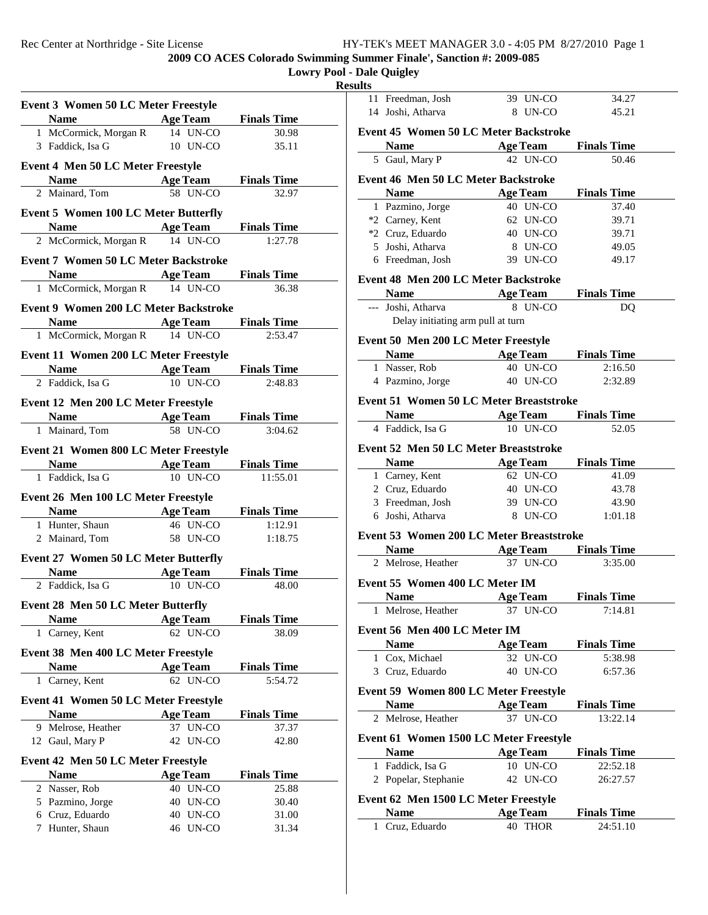# 2009 CO ACES Colorado Swimming Summer Finale', Sanction #: 2009-085

## Lowry Pool - Dale Quigley

### Results

**Event 3 Women 50 LC Meter Freestyle**

| | Name | Age | Team | Finals Time |
|---|---|---|---|---|
| 1 | McCormick, Morgan R | 14 | UN-CO | 30.98 |
| 3 | Faddick, Isa G | 10 | UN-CO | 35.11 |

**Event 4 Men 50 LC Meter Freestyle**

| | Name | Age | Team | Finals Time |
|---|---|---|---|---|
| 2 | Mainard, Tom | 58 | UN-CO | 32.97 |

**Event 5 Women 100 LC Meter Butterfly**

| | Name | Age | Team | Finals Time |
|---|---|---|---|---|
| 2 | McCormick, Morgan R | 14 | UN-CO | 1:27.78 |

**Event 7 Women 50 LC Meter Backstroke**

| | Name | Age | Team | Finals Time |
|---|---|---|---|---|
| 1 | McCormick, Morgan R | 14 | UN-CO | 36.38 |

**Event 9 Women 200 LC Meter Backstroke**

| | Name | Age | Team | Finals Time |
|---|---|---|---|---|
| 1 | McCormick, Morgan R | 14 | UN-CO | 2:53.47 |

**Event 11 Women 200 LC Meter Freestyle**

| | Name | Age | Team | Finals Time |
|---|---|---|---|---|
| 2 | Faddick, Isa G | 10 | UN-CO | 2:48.83 |

**Event 12 Men 200 LC Meter Freestyle**

| | Name | Age | Team | Finals Time |
|---|---|---|---|---|
| 1 | Mainard, Tom | 58 | UN-CO | 3:04.62 |

**Event 21 Women 800 LC Meter Freestyle**

| | Name | Age | Team | Finals Time |
|---|---|---|---|---|
| 1 | Faddick, Isa G | 10 | UN-CO | 11:55.01 |

**Event 26 Men 100 LC Meter Freestyle**

| | Name | Age | Team | Finals Time |
|---|---|---|---|---|
| 1 | Hunter, Shaun | 46 | UN-CO | 1:12.91 |
| 2 | Mainard, Tom | 58 | UN-CO | 1:18.75 |

**Event 27 Women 50 LC Meter Butterfly**

| | Name | Age | Team | Finals Time |
|---|---|---|---|---|
| 2 | Faddick, Isa G | 10 | UN-CO | 48.00 |

**Event 28 Men 50 LC Meter Butterfly**

| | Name | Age | Team | Finals Time |
|---|---|---|---|---|
| 1 | Carney, Kent | 62 | UN-CO | 38.09 |

**Event 38 Men 400 LC Meter Freestyle**

| | Name | Age | Team | Finals Time |
|---|---|---|---|---|
| 1 | Carney, Kent | 62 | UN-CO | 5:54.72 |

**Event 41 Women 50 LC Meter Freestyle**

| | Name | Age | Team | Finals Time |
|---|---|---|---|---|
| 9 | Melrose, Heather | 37 | UN-CO | 37.37 |
| 12 | Gaul, Mary P | 42 | UN-CO | 42.80 |

**Event 42 Men 50 LC Meter Freestyle**

| | Name | Age | Team | Finals Time |
|---|---|---|---|---|
| 2 | Nasser, Rob | 40 | UN-CO | 25.88 |
| 5 | Pazmino, Jorge | 40 | UN-CO | 30.40 |
| 6 | Cruz, Eduardo | 40 | UN-CO | 31.00 |
| 7 | Hunter, Shaun | 46 | UN-CO | 31.34 |
| 11 | Freedman, Josh | 39 | UN-CO | 34.27 |
| 14 | Joshi, Atharva | 8 | UN-CO | 45.21 |

**Event 45 Women 50 LC Meter Backstroke**

| | Name | Age | Team | Finals Time |
|---|---|---|---|---|
| 5 | Gaul, Mary P | 42 | UN-CO | 50.46 |

**Event 46 Men 50 LC Meter Backstroke**

| | Name | Age | Team | Finals Time |
|---|---|---|---|---|
| 1 | Pazmino, Jorge | 40 | UN-CO | 37.40 |
| *2 | Carney, Kent | 62 | UN-CO | 39.71 |
| *2 | Cruz, Eduardo | 40 | UN-CO | 39.71 |
| 5 | Joshi, Atharva | 8 | UN-CO | 49.05 |
| 6 | Freedman, Josh | 39 | UN-CO | 49.17 |

**Event 48 Men 200 LC Meter Backstroke**

| | Name | Age | Team | Finals Time |
|---|---|---|---|---|
| --- | Joshi, Atharva | 8 | UN-CO | DQ |
| | Delay initiating arm pull at turn | | | |

**Event 50 Men 200 LC Meter Freestyle**

| | Name | Age | Team | Finals Time |
|---|---|---|---|---|
| 1 | Nasser, Rob | 40 | UN-CO | 2:16.50 |
| 4 | Pazmino, Jorge | 40 | UN-CO | 2:32.89 |

**Event 51 Women 50 LC Meter Breaststroke**

| | Name | Age | Team | Finals Time |
|---|---|---|---|---|
| 4 | Faddick, Isa G | 10 | UN-CO | 52.05 |

**Event 52 Men 50 LC Meter Breaststroke**

| | Name | Age | Team | Finals Time |
|---|---|---|---|---|
| 1 | Carney, Kent | 62 | UN-CO | 41.09 |
| 2 | Cruz, Eduardo | 40 | UN-CO | 43.78 |
| 3 | Freedman, Josh | 39 | UN-CO | 43.90 |
| 6 | Joshi, Atharva | 8 | UN-CO | 1:01.18 |

**Event 53 Women 200 LC Meter Breaststroke**

| | Name | Age | Team | Finals Time |
|---|---|---|---|---|
| 2 | Melrose, Heather | 37 | UN-CO | 3:35.00 |

**Event 55 Women 400 LC Meter IM**

| | Name | Age | Team | Finals Time |
|---|---|---|---|---|
| 1 | Melrose, Heather | 37 | UN-CO | 7:14.81 |

**Event 56 Men 400 LC Meter IM**

| | Name | Age | Team | Finals Time |
|---|---|---|---|---|
| 1 | Cox, Michael | 32 | UN-CO | 5:38.98 |
| 3 | Cruz, Eduardo | 40 | UN-CO | 6:57.36 |

**Event 59 Women 800 LC Meter Freestyle**

| | Name | Age | Team | Finals Time |
|---|---|---|---|---|
| 2 | Melrose, Heather | 37 | UN-CO | 13:22.14 |

**Event 61 Women 1500 LC Meter Freestyle**

| | Name | Age | Team | Finals Time |
|---|---|---|---|---|
| 1 | Faddick, Isa G | 10 | UN-CO | 22:52.18 |
| 2 | Popelar, Stephanie | 42 | UN-CO | 26:27.57 |

**Event 62 Men 1500 LC Meter Freestyle**

| | Name | Age | Team | Finals Time |
|---|---|---|---|---|
| 1 | Cruz, Eduardo | 40 | THOR | 24:51.10 |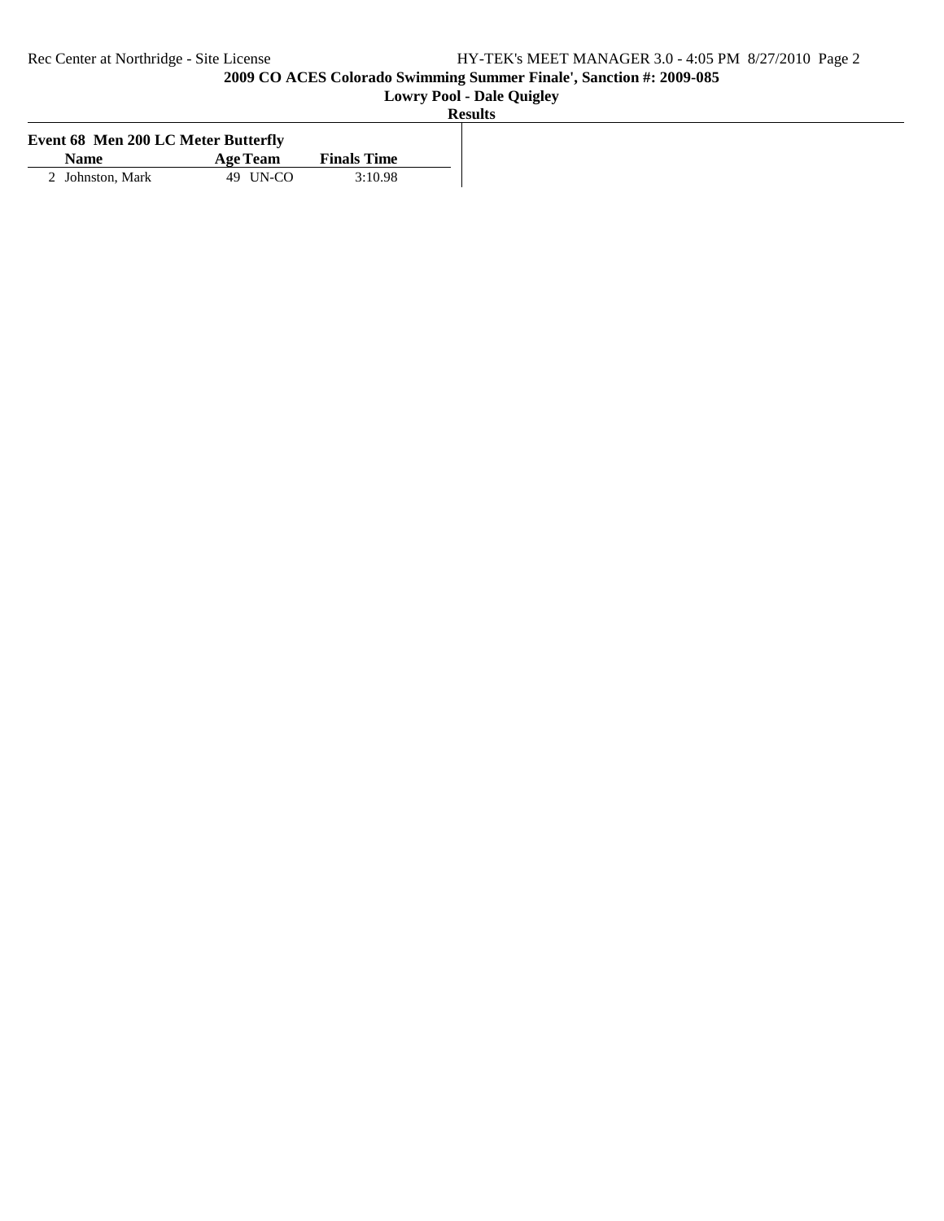## Event 68 Men 200 LC Meter Butterfly

| | Name | Age | Team | Finals Time |
|---|---|---|---|---|
| 2 | Johnston, Mark | 49 | UN-CO | 3:10.98 |